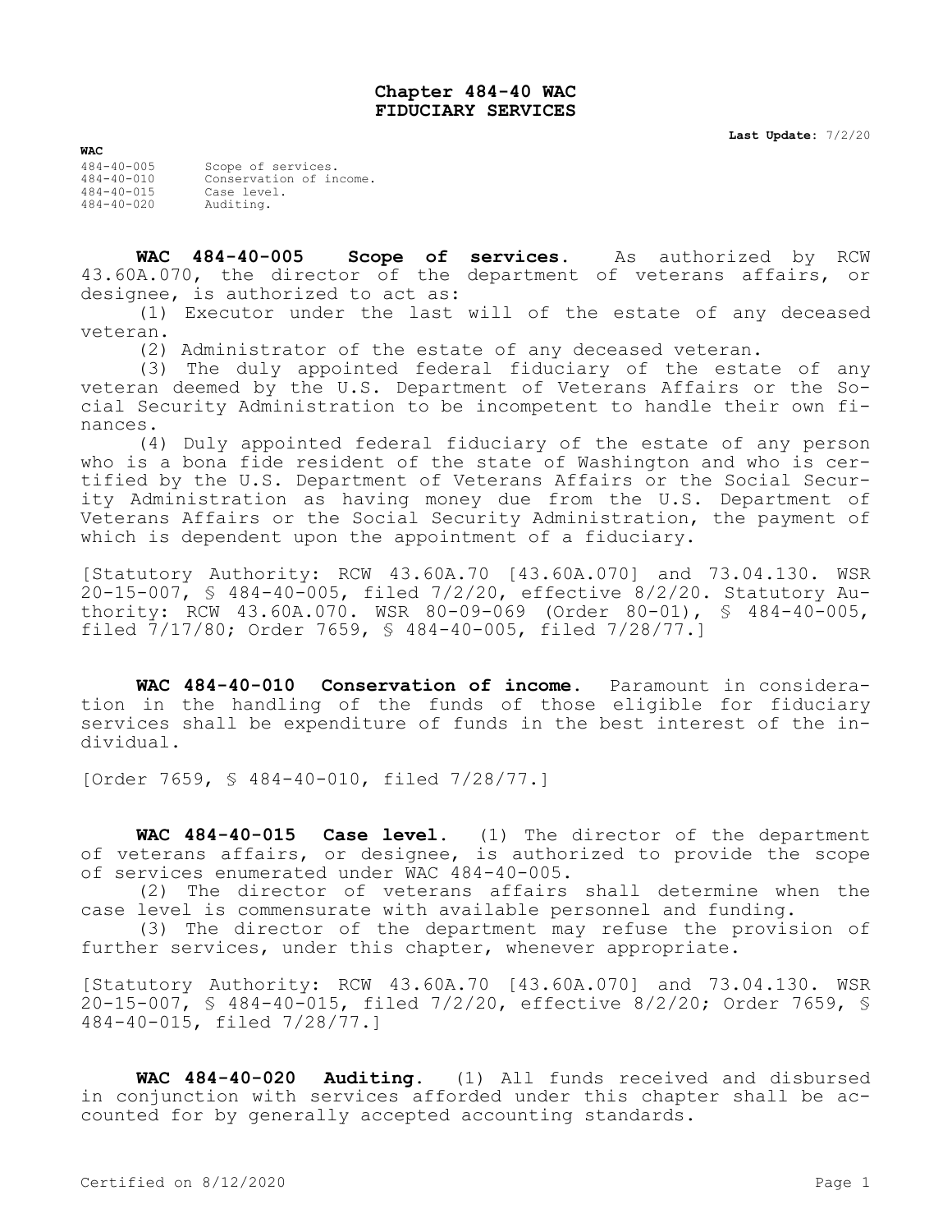# Chapter 484-40 WAC
# FIDUCIARY SERVICES

**Last Update:** 7/2/20

**WAC**

| | |
|---|---|
| 484-40-005 | Scope of services. |
| 484-40-010 | Conservation of income. |
| 484-40-015 | Case level. |
| 484-40-020 | Auditing. |

**WAC 484-40-005 Scope of services.** As authorized by RCW 43.60A.070, the director of the department of veterans affairs, or designee, is authorized to act as:

(1) Executor under the last will of the estate of any deceased veteran.

(2) Administrator of the estate of any deceased veteran.

(3) The duly appointed federal fiduciary of the estate of any veteran deemed by the U.S. Department of Veterans Affairs or the Social Security Administration to be incompetent to handle their own finances.

(4) Duly appointed federal fiduciary of the estate of any person who is a bona fide resident of the state of Washington and who is certified by the U.S. Department of Veterans Affairs or the Social Security Administration as having money due from the U.S. Department of Veterans Affairs or the Social Security Administration, the payment of which is dependent upon the appointment of a fiduciary.

[Statutory Authority: RCW 43.60A.70 [43.60A.070] and 73.04.130. WSR 20-15-007, § 484-40-005, filed 7/2/20, effective 8/2/20. Statutory Authority: RCW 43.60A.070. WSR 80-09-069 (Order 80-01), § 484-40-005, filed 7/17/80; Order 7659, § 484-40-005, filed 7/28/77.]

**WAC 484-40-010 Conservation of income.** Paramount in consideration in the handling of the funds of those eligible for fiduciary services shall be expenditure of funds in the best interest of the individual.

[Order 7659, § 484-40-010, filed 7/28/77.]

**WAC 484-40-015 Case level.** (1) The director of the department of veterans affairs, or designee, is authorized to provide the scope of services enumerated under WAC 484-40-005.

(2) The director of veterans affairs shall determine when the case level is commensurate with available personnel and funding.

(3) The director of the department may refuse the provision of further services, under this chapter, whenever appropriate.

[Statutory Authority: RCW 43.60A.70 [43.60A.070] and 73.04.130. WSR 20-15-007, § 484-40-015, filed 7/2/20, effective 8/2/20; Order 7659, § 484-40-015, filed 7/28/77.]

**WAC 484-40-020 Auditing.** (1) All funds received and disbursed in conjunction with services afforded under this chapter shall be accounted for by generally accepted accounting standards.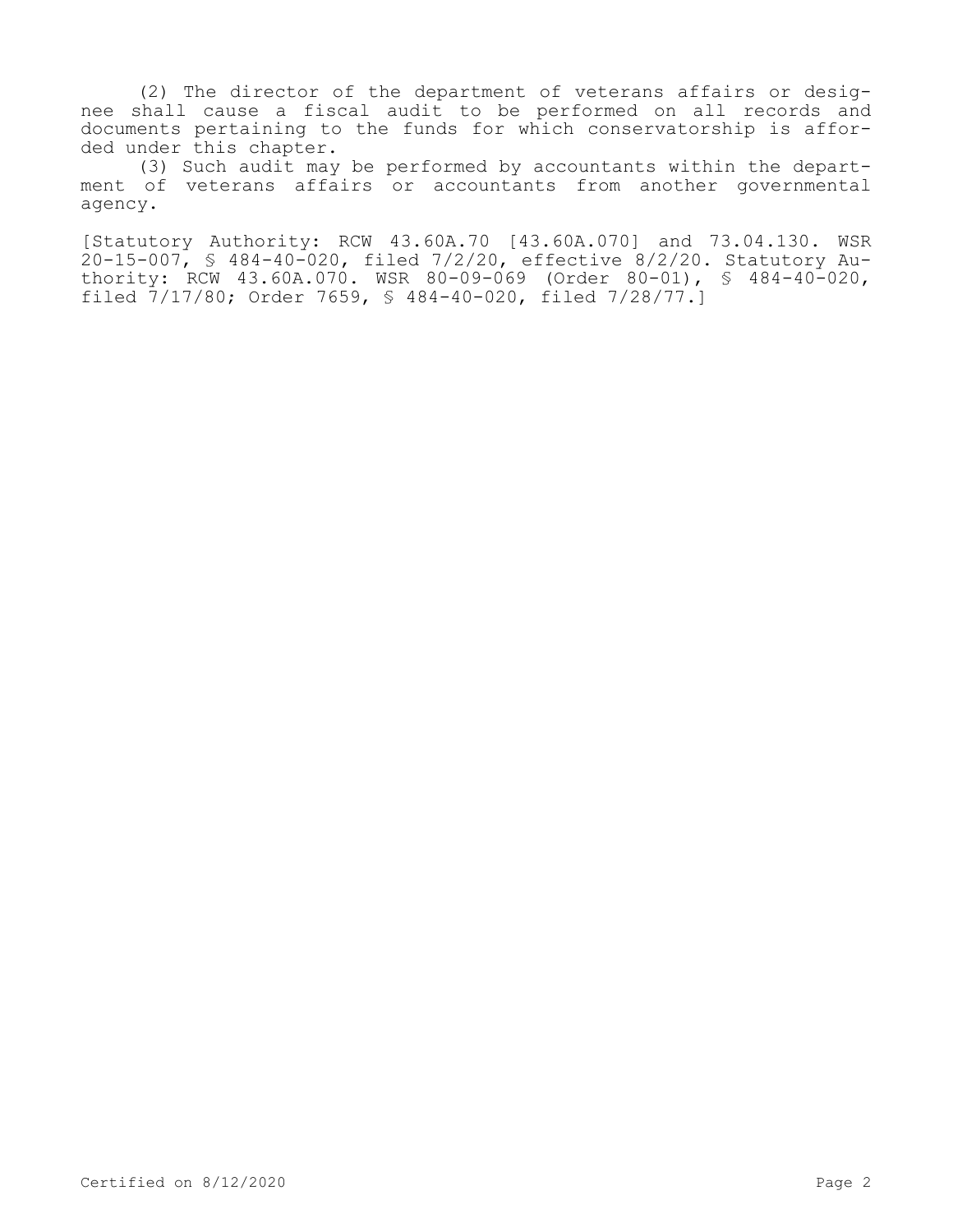(2) The director of the department of veterans affairs or designee shall cause a fiscal audit to be performed on all records and documents pertaining to the funds for which conservatorship is afforded under this chapter.

(3) Such audit may be performed by accountants within the department of veterans affairs or accountants from another governmental agency.

[Statutory Authority: RCW 43.60A.70 [43.60A.070] and 73.04.130. WSR 20-15-007, § 484-40-020, filed 7/2/20, effective 8/2/20. Statutory Authority: RCW 43.60A.070. WSR 80-09-069 (Order 80-01), § 484-40-020, filed 7/17/80; Order 7659, § 484-40-020, filed 7/28/77.]